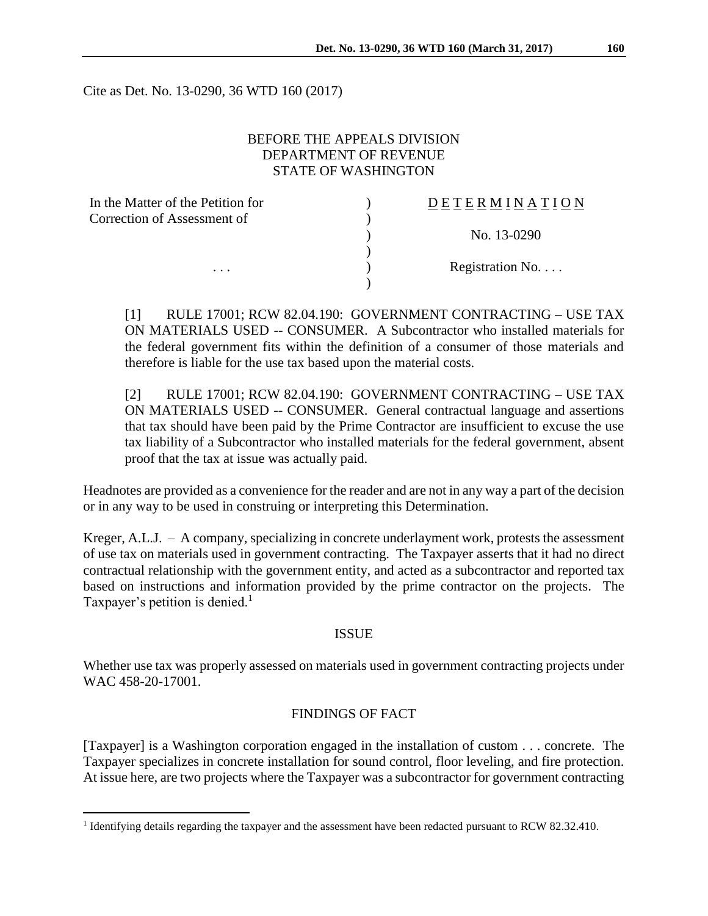Cite as Det. No. 13-0290, 36 WTD 160 (2017)

BEFORE THE APPEALS DIVISION
DEPARTMENT OF REVENUE
STATE OF WASHINGTON

| | | |
|---|---|---|
| In the Matter of the Petition for | ) | D E T E R M I N A T I O N |
| Correction of Assessment of | ) | |
| | ) | No. 13-0290 |
| | ) | |
| . . . | ) | Registration No. . . . |
| | ) | |

[1] RULE 17001; RCW 82.04.190: GOVERNMENT CONTRACTING – USE TAX ON MATERIALS USED -- CONSUMER. A Subcontractor who installed materials for the federal government fits within the definition of a consumer of those materials and therefore is liable for the use tax based upon the material costs.

[2] RULE 17001; RCW 82.04.190: GOVERNMENT CONTRACTING – USE TAX ON MATERIALS USED -- CONSUMER. General contractual language and assertions that tax should have been paid by the Prime Contractor are insufficient to excuse the use tax liability of a Subcontractor who installed materials for the federal government, absent proof that the tax at issue was actually paid.

Headnotes are provided as a convenience for the reader and are not in any way a part of the decision or in any way to be used in construing or interpreting this Determination.

Kreger, A.L.J. – A company, specializing in concrete underlayment work, protests the assessment of use tax on materials used in government contracting. The Taxpayer asserts that it had no direct contractual relationship with the government entity, and acted as a subcontractor and reported tax based on instructions and information provided by the prime contractor on the projects. The Taxpayer's petition is denied.[1]

## ISSUE

Whether use tax was properly assessed on materials used in government contracting projects under WAC 458-20-17001.

## FINDINGS OF FACT

[Taxpayer] is a Washington corporation engaged in the installation of custom . . . concrete. The Taxpayer specializes in concrete installation for sound control, floor leveling, and fire protection. At issue here, are two projects where the Taxpayer was a subcontractor for government contracting

[1] Identifying details regarding the taxpayer and the assessment have been redacted pursuant to RCW 82.32.410.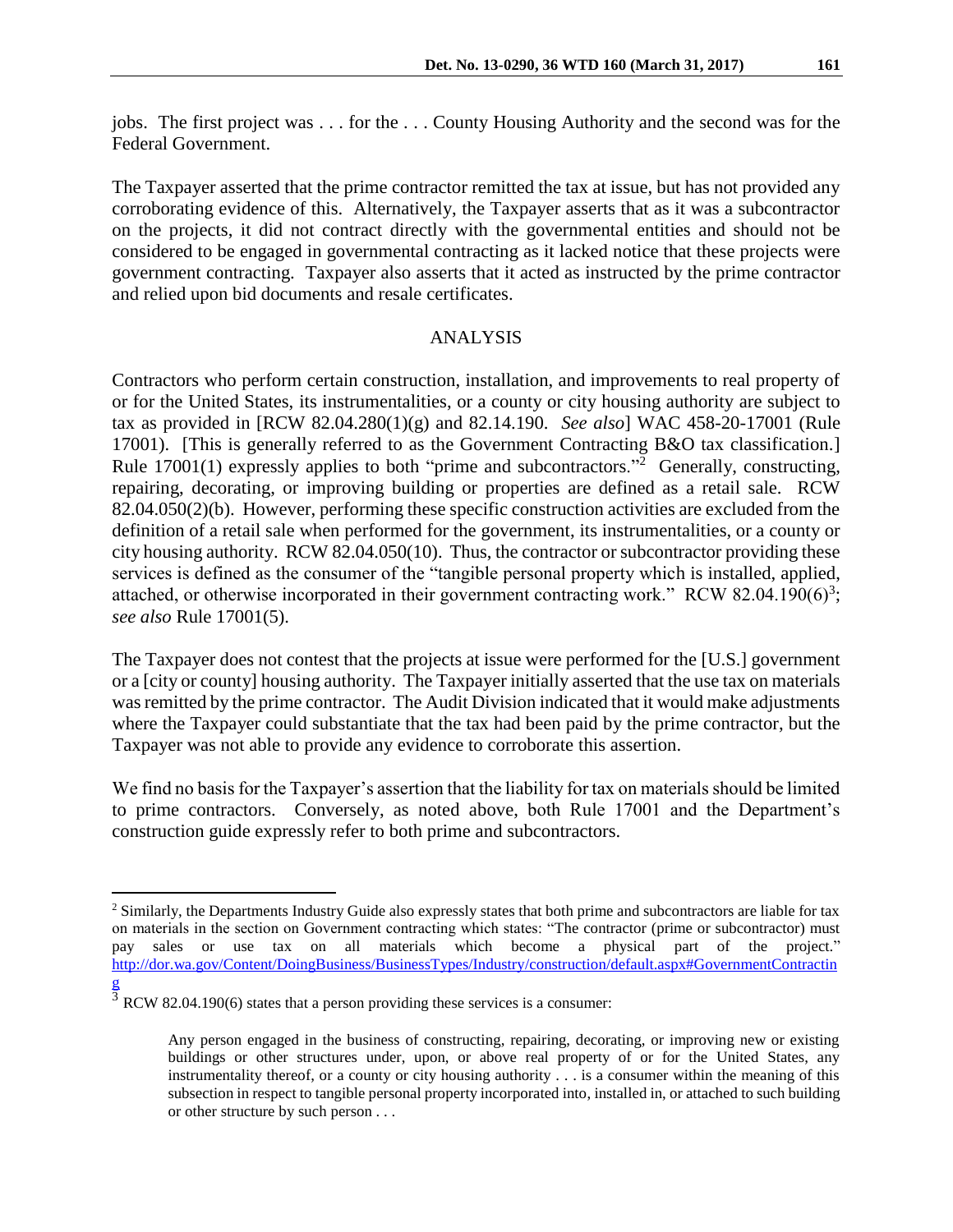jobs. The first project was . . . for the . . . County Housing Authority and the second was for the Federal Government.

The Taxpayer asserted that the prime contractor remitted the tax at issue, but has not provided any corroborating evidence of this. Alternatively, the Taxpayer asserts that as it was a subcontractor on the projects, it did not contract directly with the governmental entities and should not be considered to be engaged in governmental contracting as it lacked notice that these projects were government contracting. Taxpayer also asserts that it acted as instructed by the prime contractor and relied upon bid documents and resale certificates.

## ANALYSIS

Contractors who perform certain construction, installation, and improvements to real property of or for the United States, its instrumentalities, or a county or city housing authority are subject to tax as provided in [RCW 82.04.280(1)(g) and 82.14.190. *See also*] WAC 458-20-17001 (Rule 17001). [This is generally referred to as the Government Contracting B&O tax classification.] Rule 17001(1) expressly applies to both "prime and subcontractors."[2] Generally, constructing, repairing, decorating, or improving building or properties are defined as a retail sale. RCW 82.04.050(2)(b). However, performing these specific construction activities are excluded from the definition of a retail sale when performed for the government, its instrumentalities, or a county or city housing authority. RCW 82.04.050(10). Thus, the contractor or subcontractor providing these services is defined as the consumer of the "tangible personal property which is installed, applied, attached, or otherwise incorporated in their government contracting work." RCW 82.04.190(6)[3]; *see also* Rule 17001(5).

The Taxpayer does not contest that the projects at issue were performed for the [U.S.] government or a [city or county] housing authority. The Taxpayer initially asserted that the use tax on materials was remitted by the prime contractor. The Audit Division indicated that it would make adjustments where the Taxpayer could substantiate that the tax had been paid by the prime contractor, but the Taxpayer was not able to provide any evidence to corroborate this assertion.

We find no basis for the Taxpayer's assertion that the liability for tax on materials should be limited to prime contractors. Conversely, as noted above, both Rule 17001 and the Department's construction guide expressly refer to both prime and subcontractors.

---

[2] Similarly, the Departments Industry Guide also expressly states that both prime and subcontractors are liable for tax on materials in the section on Government contracting which states: "The contractor (prime or subcontractor) must pay sales or use tax on all materials which become a physical part of the project." http://dor.wa.gov/Content/DoingBusiness/BusinessTypes/Industry/construction/default.aspx#GovernmentContracting

[3] RCW 82.04.190(6) states that a person providing these services is a consumer:

> Any person engaged in the business of constructing, repairing, decorating, or improving new or existing buildings or other structures under, upon, or above real property of or for the United States, any instrumentality thereof, or a county or city housing authority . . . is a consumer within the meaning of this subsection in respect to tangible personal property incorporated into, installed in, or attached to such building or other structure by such person . . .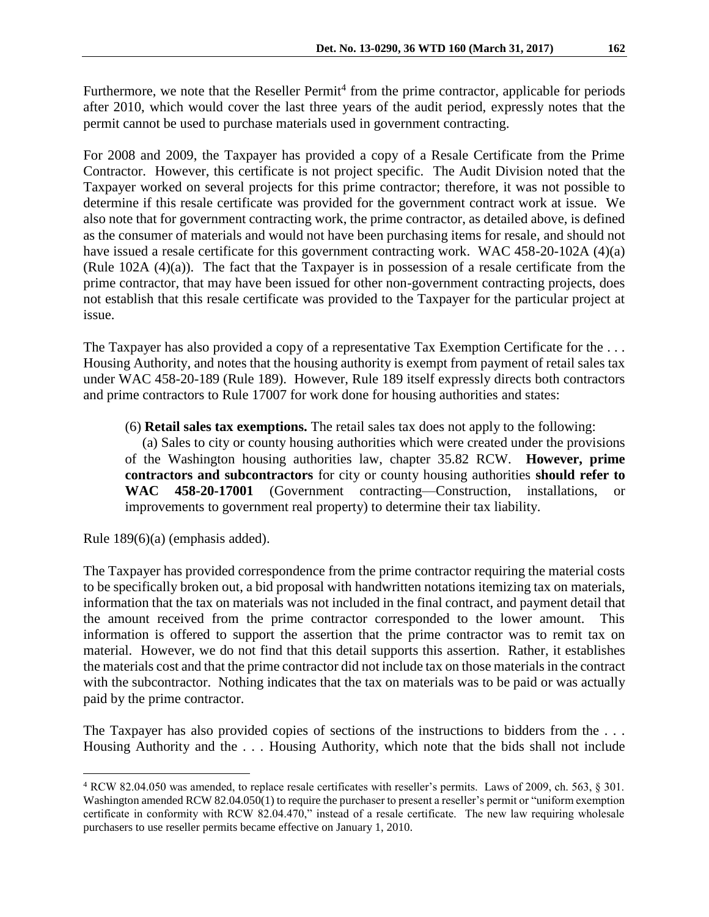Furthermore, we note that the Reseller Permit[4] from the prime contractor, applicable for periods after 2010, which would cover the last three years of the audit period, expressly notes that the permit cannot be used to purchase materials used in government contracting.

For 2008 and 2009, the Taxpayer has provided a copy of a Resale Certificate from the Prime Contractor. However, this certificate is not project specific. The Audit Division noted that the Taxpayer worked on several projects for this prime contractor; therefore, it was not possible to determine if this resale certificate was provided for the government contract work at issue. We also note that for government contracting work, the prime contractor, as detailed above, is defined as the consumer of materials and would not have been purchasing items for resale, and should not have issued a resale certificate for this government contracting work. WAC 458-20-102A (4)(a) (Rule 102A (4)(a)). The fact that the Taxpayer is in possession of a resale certificate from the prime contractor, that may have been issued for other non-government contracting projects, does not establish that this resale certificate was provided to the Taxpayer for the particular project at issue.

The Taxpayer has also provided a copy of a representative Tax Exemption Certificate for the . . . Housing Authority, and notes that the housing authority is exempt from payment of retail sales tax under WAC 458-20-189 (Rule 189). However, Rule 189 itself expressly directs both contractors and prime contractors to Rule 17007 for work done for housing authorities and states:

> (6) **Retail sales tax exemptions.** The retail sales tax does not apply to the following:
>
> (a) Sales to city or county housing authorities which were created under the provisions of the Washington housing authorities law, chapter 35.82 RCW. **However, prime contractors and subcontractors** for city or county housing authorities **should refer to WAC 458-20-17001** (Government contracting—Construction, installations, or improvements to government real property) to determine their tax liability.

Rule 189(6)(a) (emphasis added).

The Taxpayer has provided correspondence from the prime contractor requiring the material costs to be specifically broken out, a bid proposal with handwritten notations itemizing tax on materials, information that the tax on materials was not included in the final contract, and payment detail that the amount received from the prime contractor corresponded to the lower amount. This information is offered to support the assertion that the prime contractor was to remit tax on material. However, we do not find that this detail supports this assertion. Rather, it establishes the materials cost and that the prime contractor did not include tax on those materials in the contract with the subcontractor. Nothing indicates that the tax on materials was to be paid or was actually paid by the prime contractor.

The Taxpayer has also provided copies of sections of the instructions to bidders from the . . . Housing Authority and the . . . Housing Authority, which note that the bids shall not include

---

[4] RCW 82.04.050 was amended, to replace resale certificates with reseller's permits. Laws of 2009, ch. 563, § 301. Washington amended RCW 82.04.050(1) to require the purchaser to present a reseller's permit or "uniform exemption certificate in conformity with RCW 82.04.470," instead of a resale certificate. The new law requiring wholesale purchasers to use reseller permits became effective on January 1, 2010.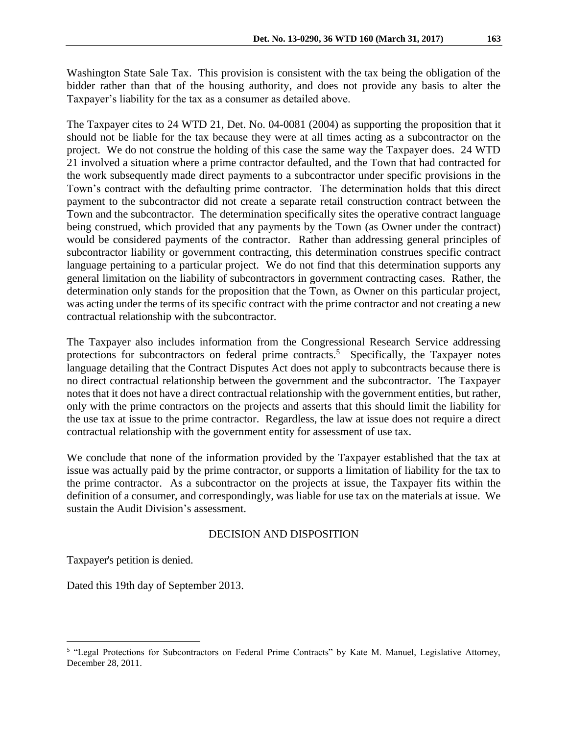Washington State Sale Tax. This provision is consistent with the tax being the obligation of the bidder rather than that of the housing authority, and does not provide any basis to alter the Taxpayer's liability for the tax as a consumer as detailed above.

The Taxpayer cites to 24 WTD 21, Det. No. 04-0081 (2004) as supporting the proposition that it should not be liable for the tax because they were at all times acting as a subcontractor on the project. We do not construe the holding of this case the same way the Taxpayer does. 24 WTD 21 involved a situation where a prime contractor defaulted, and the Town that had contracted for the work subsequently made direct payments to a subcontractor under specific provisions in the Town's contract with the defaulting prime contractor. The determination holds that this direct payment to the subcontractor did not create a separate retail construction contract between the Town and the subcontractor. The determination specifically sites the operative contract language being construed, which provided that any payments by the Town (as Owner under the contract) would be considered payments of the contractor. Rather than addressing general principles of subcontractor liability or government contracting, this determination construes specific contract language pertaining to a particular project. We do not find that this determination supports any general limitation on the liability of subcontractors in government contracting cases. Rather, the determination only stands for the proposition that the Town, as Owner on this particular project, was acting under the terms of its specific contract with the prime contractor and not creating a new contractual relationship with the subcontractor.

The Taxpayer also includes information from the Congressional Research Service addressing protections for subcontractors on federal prime contracts.[5] Specifically, the Taxpayer notes language detailing that the Contract Disputes Act does not apply to subcontracts because there is no direct contractual relationship between the government and the subcontractor. The Taxpayer notes that it does not have a direct contractual relationship with the government entities, but rather, only with the prime contractors on the projects and asserts that this should limit the liability for the use tax at issue to the prime contractor. Regardless, the law at issue does not require a direct contractual relationship with the government entity for assessment of use tax.

We conclude that none of the information provided by the Taxpayer established that the tax at issue was actually paid by the prime contractor, or supports a limitation of liability for the tax to the prime contractor. As a subcontractor on the projects at issue, the Taxpayer fits within the definition of a consumer, and correspondingly, was liable for use tax on the materials at issue. We sustain the Audit Division's assessment.

## DECISION AND DISPOSITION

Taxpayer's petition is denied.

Dated this 19th day of September 2013.

---

[5] "Legal Protections for Subcontractors on Federal Prime Contracts" by Kate M. Manuel, Legislative Attorney, December 28, 2011.